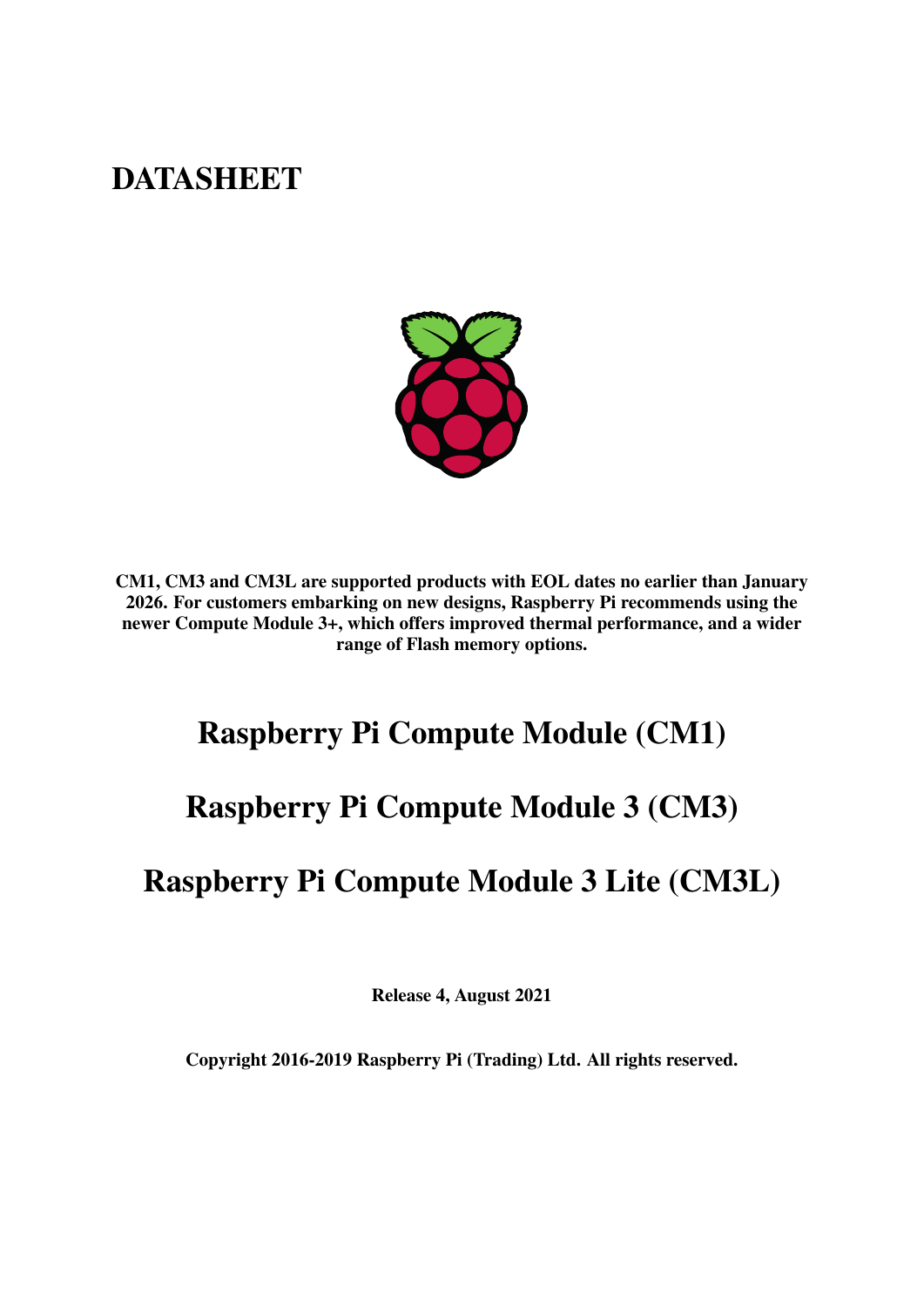# DATASHEET

**CM1, CM3 and CM3L are supported products with EOL dates no earlier than January 2026. For customers embarking on new designs, Raspberry Pi recommends using the newer Compute Module 3+, which offers improved thermal performance, and a wider range of Flash memory options.**

# Raspberry Pi Compute Module (CM1)

# Raspberry Pi Compute Module 3 (CM3)

# Raspberry Pi Compute Module 3 Lite (CM3L)

**Release 4, August 2021**

**Copyright 2016-2019 Raspberry Pi (Trading) Ltd. All rights reserved.**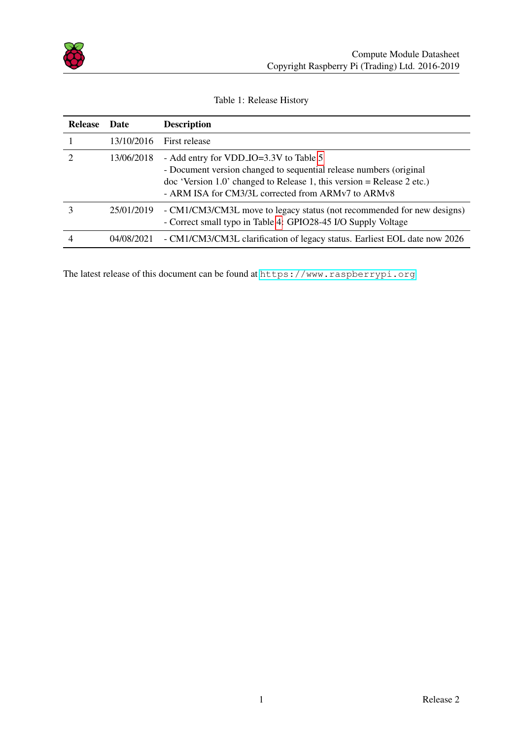Table 1: Release History

| Release | Date | Description |
| --- | --- | --- |
| 1 | 13/10/2016 | First release |
| 2 | 13/06/2018 | - Add entry for VDD_IO=3.3V to Table 5<br>- Document version changed to sequential release numbers (original doc 'Version 1.0' changed to Release 1, this version = Release 2 etc.)<br>- ARM ISA for CM3/3L corrected from ARMv7 to ARMv8 |
| 3 | 25/01/2019 | - CM1/CM3/CM3L move to legacy status (not recommended for new designs)<br>- Correct small typo in Table 4: GPIO28-45 I/O Supply Voltage |
| 4 | 04/08/2021 | - CM1/CM3/CM3L clarification of legacy status. Earliest EOL date now 2026 |

The latest release of this document can be found at https://www.raspberrypi.org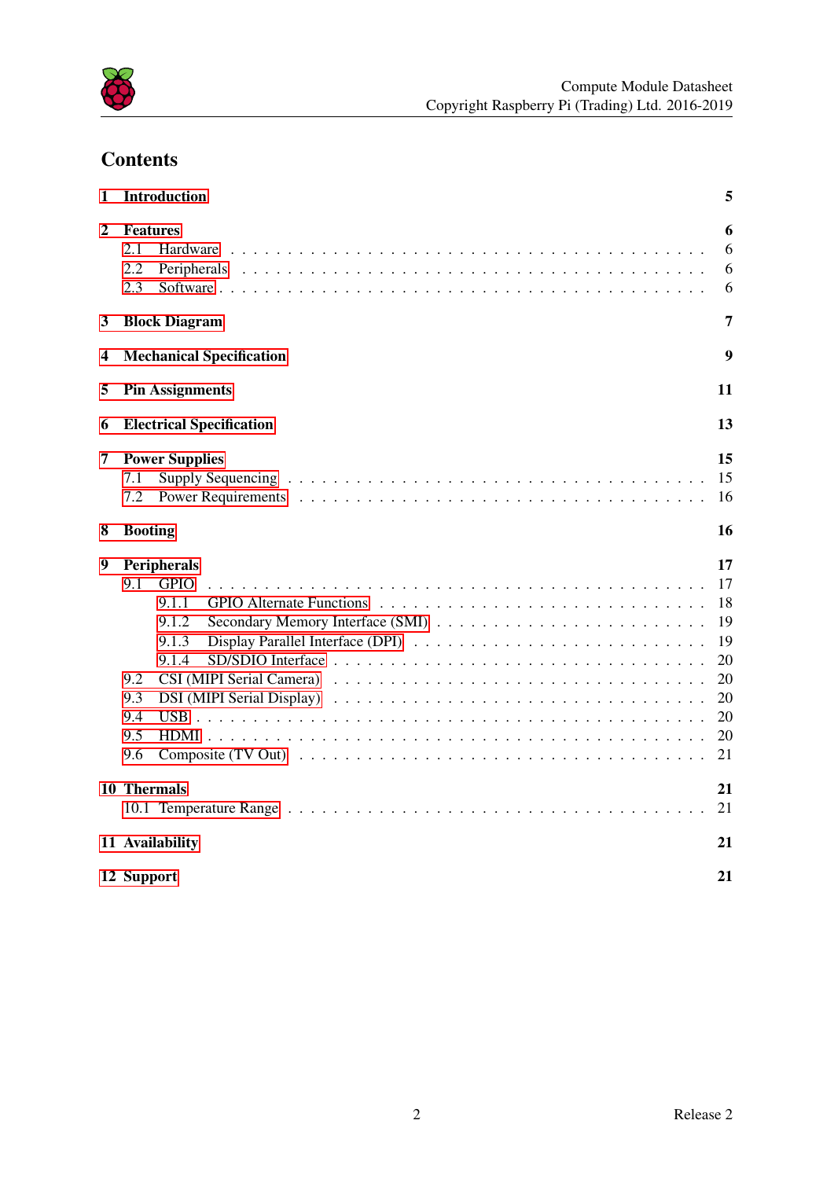# Contents

- **1 Introduction** — **5**
- **2 Features** — **6**
  - 2.1 Hardware — 6
  - 2.2 Peripherals — 6
  - 2.3 Software — 6
- **3 Block Diagram** — **7**
- **4 Mechanical Specification** — **9**
- **5 Pin Assignments** — **11**
- **6 Electrical Specification** — **13**
- **7 Power Supplies** — **15**
  - 7.1 Supply Sequencing — 15
  - 7.2 Power Requirements — 16
- **8 Booting** — **16**
- **9 Peripherals** — **17**
  - 9.1 GPIO — 17
    - 9.1.1 GPIO Alternate Functions — 18
    - 9.1.2 Secondary Memory Interface (SMI) — 19
    - 9.1.3 Display Parallel Interface (DPI) — 19
    - 9.1.4 SD/SDIO Interface — 20
  - 9.2 CSI (MIPI Serial Camera) — 20
  - 9.3 DSI (MIPI Serial Display) — 20
  - 9.4 USB — 20
  - 9.5 HDMI — 20
  - 9.6 Composite (TV Out) — 21
- **10 Thermals** — **21**
  - 10.1 Temperature Range — 21
- **11 Availability** — **21**
- **12 Support** — **21**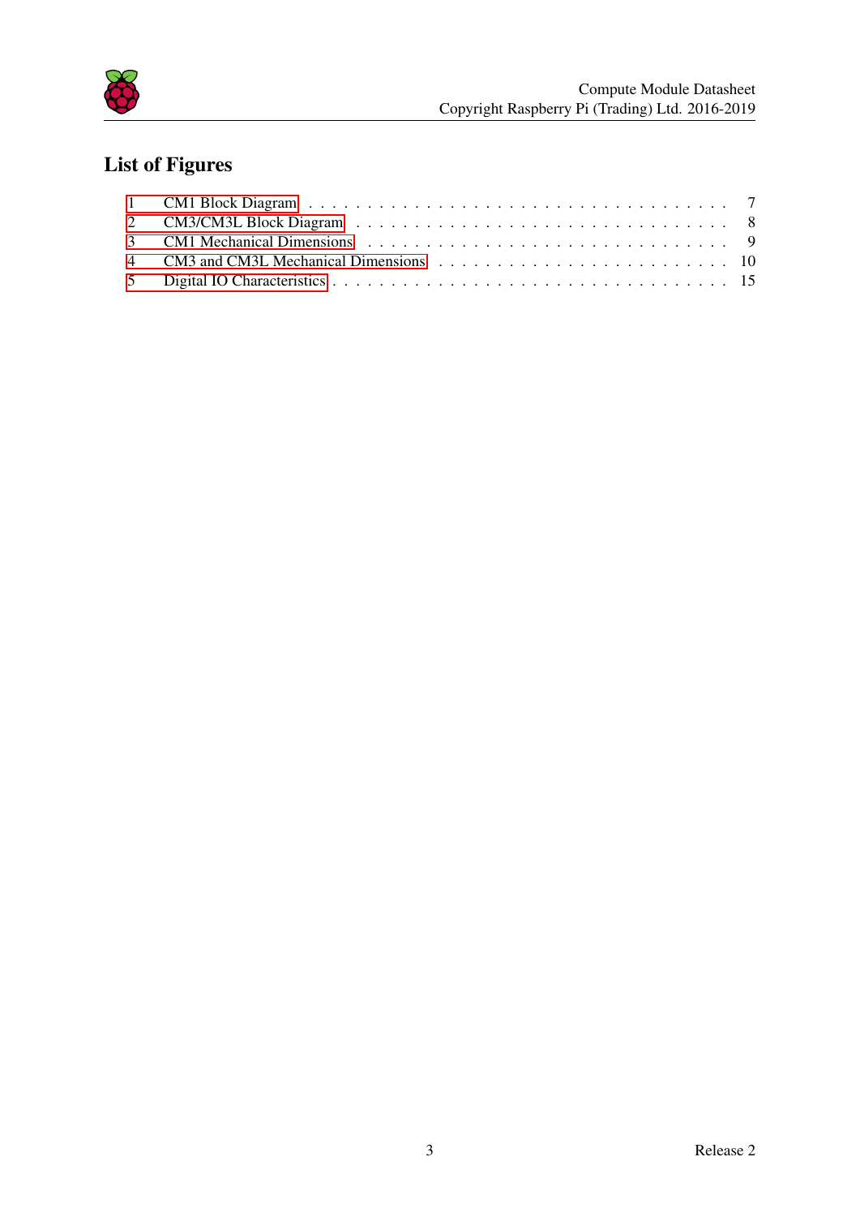# List of Figures

1 CM1 Block Diagram . . . . . . . . . . . . . . . . . . . . . . . . . . . . . . . . 7
2 CM3/CM3L Block Diagram . . . . . . . . . . . . . . . . . . . . . . . . . . . . . 8
3 CM1 Mechanical Dimensions . . . . . . . . . . . . . . . . . . . . . . . . . . . . 9
4 CM3 and CM3L Mechanical Dimensions . . . . . . . . . . . . . . . . . . . . . . 10
5 Digital IO Characteristics . . . . . . . . . . . . . . . . . . . . . . . . . . . . . 15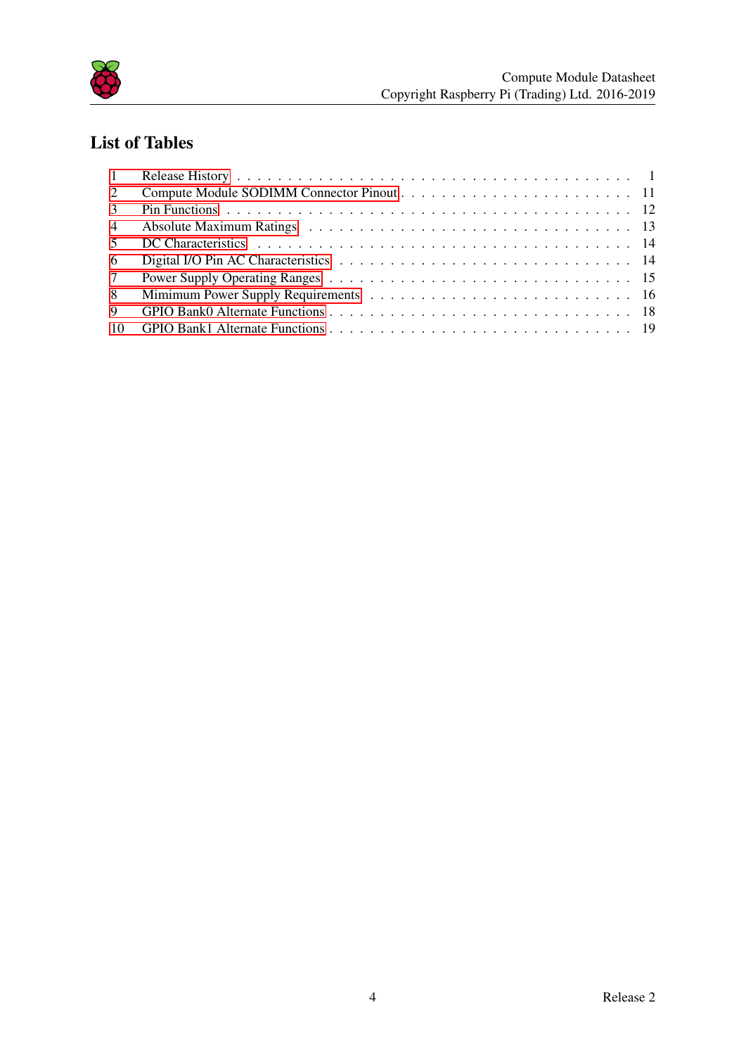## List of Tables

1 Release History . . . . . . . . . . 1
2 Compute Module SODIMM Connector Pinout . . . . . . . . . . 11
3 Pin Functions . . . . . . . . . . 12
4 Absolute Maximum Ratings . . . . . . . . . . 13
5 DC Characteristics . . . . . . . . . . 14
6 Digital I/O Pin AC Characteristics . . . . . . . . . . 14
7 Power Supply Operating Ranges . . . . . . . . . . 15
8 Mimimum Power Supply Requirements . . . . . . . . . . 16
9 GPIO Bank0 Alternate Functions . . . . . . . . . . 18
10 GPIO Bank1 Alternate Functions . . . . . . . . . . 19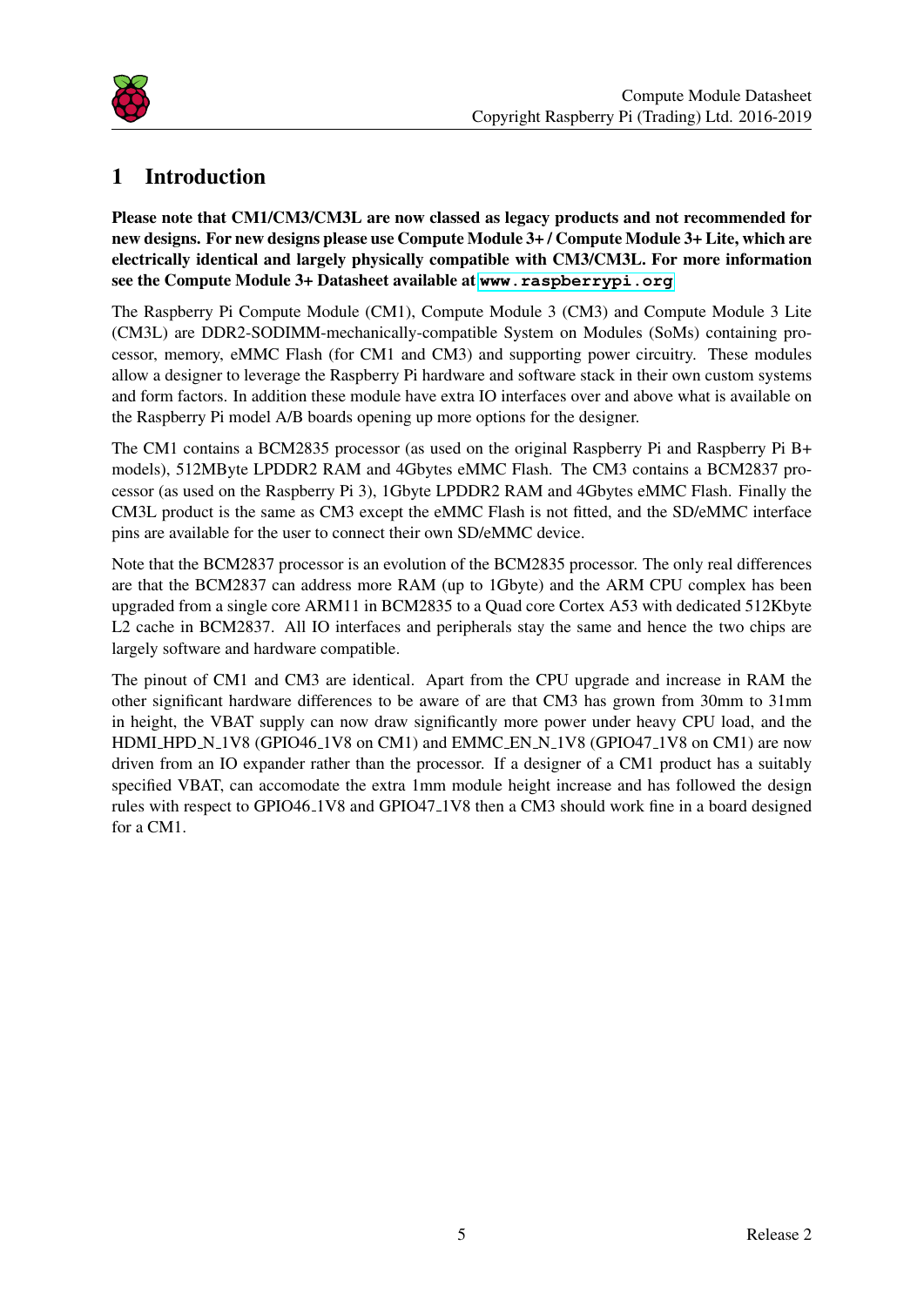# 1 Introduction

**Please note that CM1/CM3/CM3L are now classed as legacy products and not recommended for new designs. For new designs please use Compute Module 3+ / Compute Module 3+ Lite, which are electrically identical and largely physically compatible with CM3/CM3L. For more information see the Compute Module 3+ Datasheet available at `www.raspberrypi.org`**

The Raspberry Pi Compute Module (CM1), Compute Module 3 (CM3) and Compute Module 3 Lite (CM3L) are DDR2-SODIMM-mechanically-compatible System on Modules (SoMs) containing processor, memory, eMMC Flash (for CM1 and CM3) and supporting power circuitry. These modules allow a designer to leverage the Raspberry Pi hardware and software stack in their own custom systems and form factors. In addition these module have extra IO interfaces over and above what is available on the Raspberry Pi model A/B boards opening up more options for the designer.

The CM1 contains a BCM2835 processor (as used on the original Raspberry Pi and Raspberry Pi B+ models), 512MByte LPDDR2 RAM and 4Gbytes eMMC Flash. The CM3 contains a BCM2837 processor (as used on the Raspberry Pi 3), 1Gbyte LPDDR2 RAM and 4Gbytes eMMC Flash. Finally the CM3L product is the same as CM3 except the eMMC Flash is not fitted, and the SD/eMMC interface pins are available for the user to connect their own SD/eMMC device.

Note that the BCM2837 processor is an evolution of the BCM2835 processor. The only real differences are that the BCM2837 can address more RAM (up to 1Gbyte) and the ARM CPU complex has been upgraded from a single core ARM11 in BCM2835 to a Quad core Cortex A53 with dedicated 512Kbyte L2 cache in BCM2837. All IO interfaces and peripherals stay the same and hence the two chips are largely software and hardware compatible.

The pinout of CM1 and CM3 are identical. Apart from the CPU upgrade and increase in RAM the other significant hardware differences to be aware of are that CM3 has grown from 30mm to 31mm in height, the VBAT supply can now draw significantly more power under heavy CPU load, and the HDMI_HPD_N_1V8 (GPIO46_1V8 on CM1) and EMMC_EN_N_1V8 (GPIO47_1V8 on CM1) are now driven from an IO expander rather than the processor. If a designer of a CM1 product has a suitably specified VBAT, can accomodate the extra 1mm module height increase and has followed the design rules with respect to GPIO46_1V8 and GPIO47_1V8 then a CM3 should work fine in a board designed for a CM1.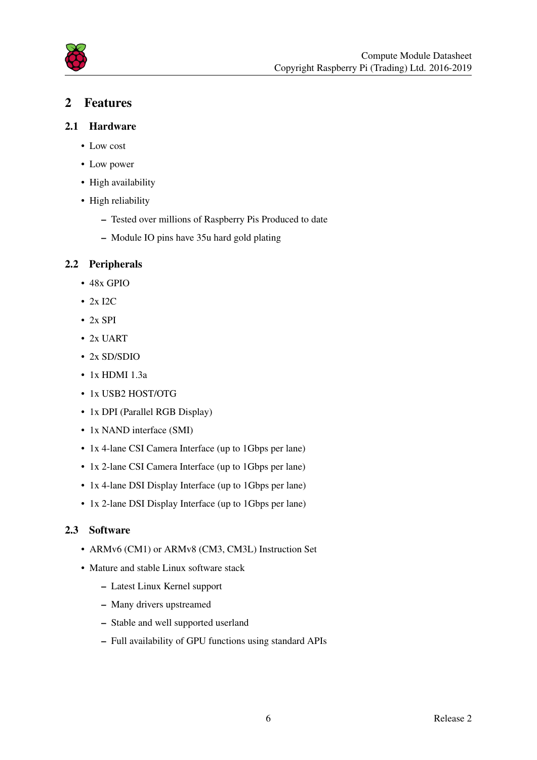# 2 Features

## 2.1 Hardware

- Low cost
- Low power
- High availability
- High reliability
  - Tested over millions of Raspberry Pis Produced to date
  - Module IO pins have 35u hard gold plating

## 2.2 Peripherals

- 48x GPIO
- 2x I2C
- 2x SPI
- 2x UART
- 2x SD/SDIO
- 1x HDMI 1.3a
- 1x USB2 HOST/OTG
- 1x DPI (Parallel RGB Display)
- 1x NAND interface (SMI)
- 1x 4-lane CSI Camera Interface (up to 1Gbps per lane)
- 1x 2-lane CSI Camera Interface (up to 1Gbps per lane)
- 1x 4-lane DSI Display Interface (up to 1Gbps per lane)
- 1x 2-lane DSI Display Interface (up to 1Gbps per lane)

## 2.3 Software

- ARMv6 (CM1) or ARMv8 (CM3, CM3L) Instruction Set
- Mature and stable Linux software stack
  - Latest Linux Kernel support
  - Many drivers upstreamed
  - Stable and well supported userland
  - Full availability of GPU functions using standard APIs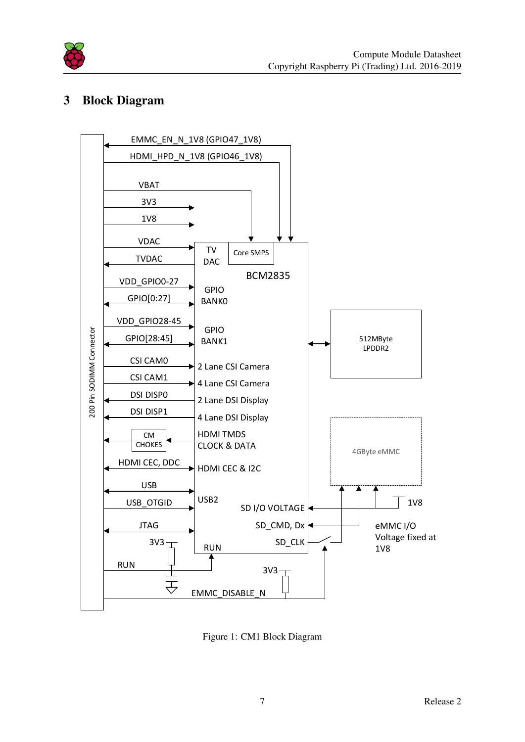# 3 Block Diagram

Figure 1: CM1 Block Diagram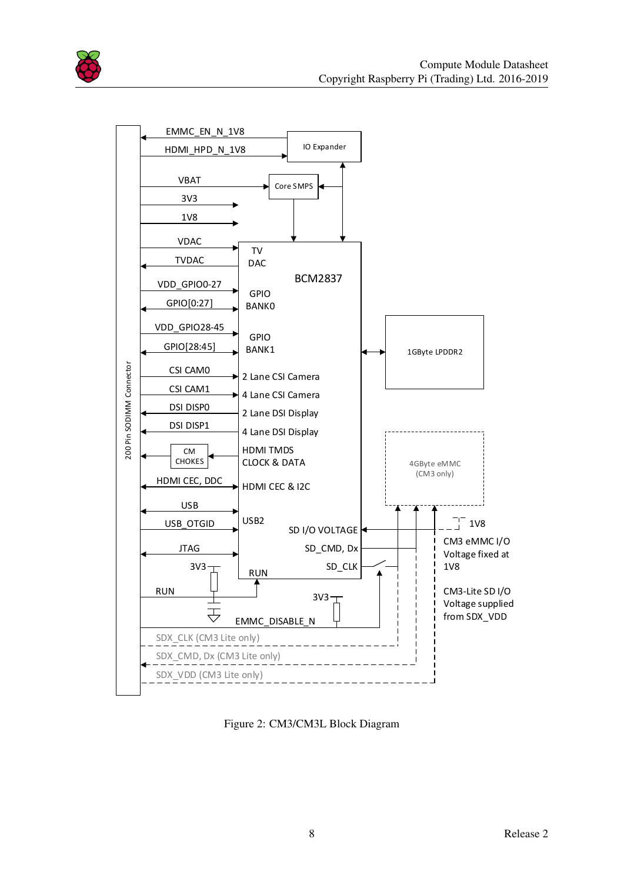Figure 2: CM3/CM3L Block Diagram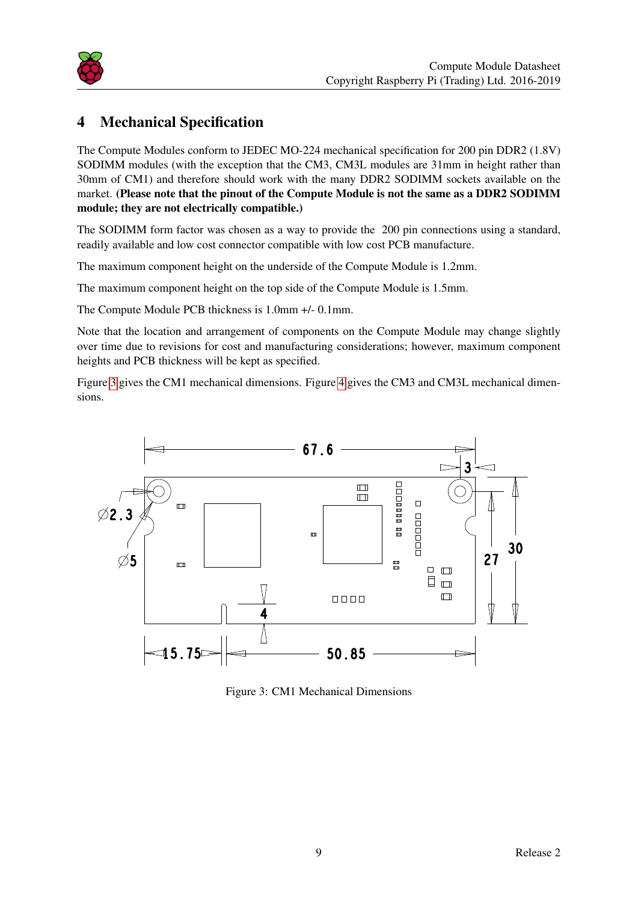# 4 Mechanical Specification

The Compute Modules conform to JEDEC MO-224 mechanical specification for 200 pin DDR2 (1.8V) SODIMM modules (with the exception that the CM3, CM3L modules are 31mm in height rather than 30mm of CM1) and therefore should work with the many DDR2 SODIMM sockets available on the market. **(Please note that the pinout of the Compute Module is not the same as a DDR2 SODIMM module; they are not electrically compatible.)**

The SODIMM form factor was chosen as a way to provide the 200 pin connections using a standard, readily available and low cost connector compatible with low cost PCB manufacture.

The maximum component height on the underside of the Compute Module is 1.2mm.

The maximum component height on the top side of the Compute Module is 1.5mm.

The Compute Module PCB thickness is 1.0mm +/- 0.1mm.

Note that the location and arrangement of components on the Compute Module may change slightly over time due to revisions for cost and manufacturing considerations; however, maximum component heights and PCB thickness will be kept as specified.

Figure 3 gives the CM1 mechanical dimensions. Figure 4 gives the CM3 and CM3L mechanical dimensions.

Figure 3: CM1 Mechanical Dimensions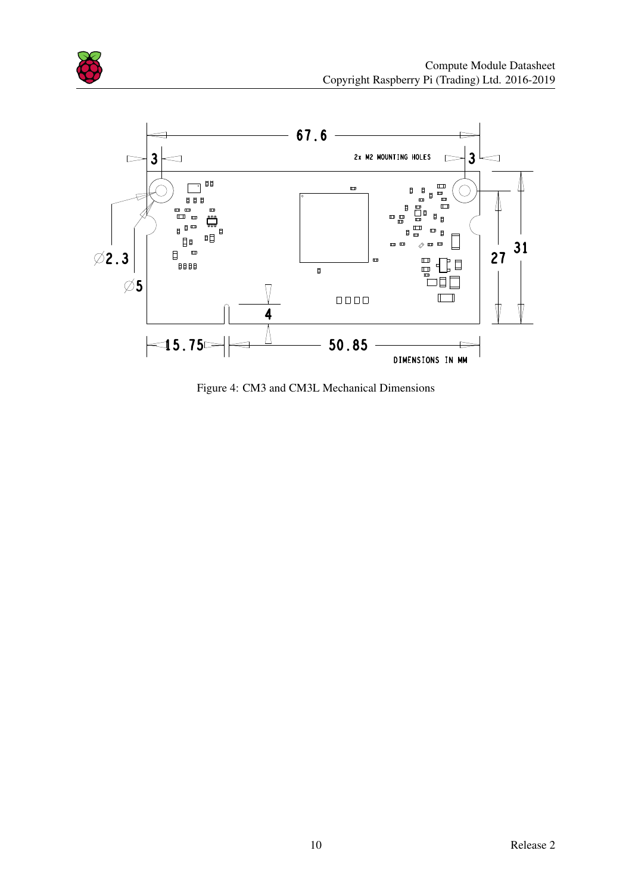Figure 4: CM3 and CM3L Mechanical Dimensions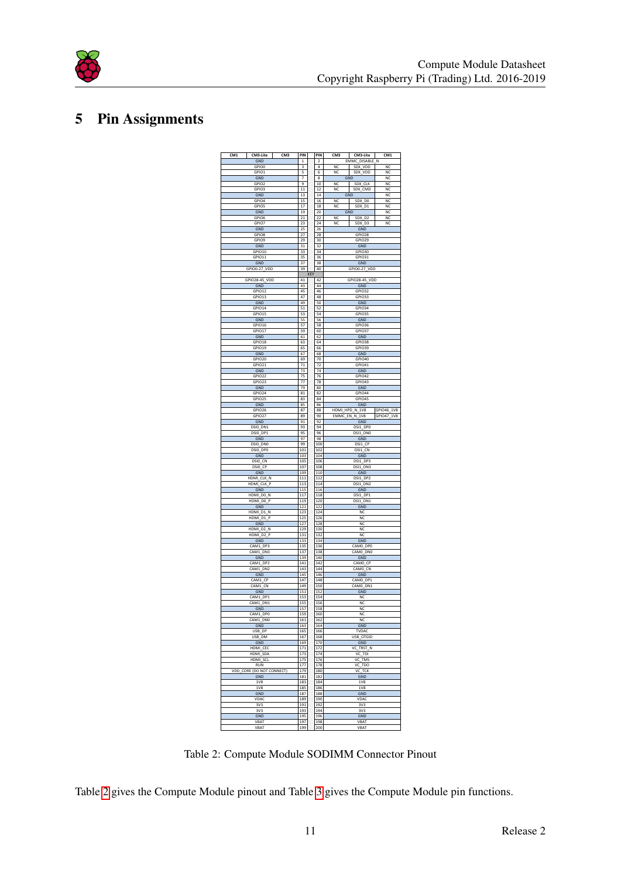# 5 Pin Assignments

| CM1 | CM3-Lite | CM3 | PIN | PIN | CM3 | CM3-Lite | CM1 |
|---|---|---|---|---|---|---|---|
| | GND | | 1 | 2 | | EMMC_DISABLE_N | |
| | GPIO0 | | 3 | 4 | NC | SDX_VDD | NC |
| | GPIO1 | | 5 | 6 | NC | SDX_VDD | NC |
| | GND | | 7 | 8 | | GND | NC |
| | GPIO2 | | 9 | 10 | NC | SDX_CLK | NC |
| | GPIO3 | | 11 | 12 | NC | SDX_CMD | NC |
| | GND | | 13 | 14 | | GND | NC |
| | GPIO4 | | 15 | 16 | NC | SDX_D0 | NC |
| | GPIO5 | | 17 | 18 | NC | SDX_D1 | NC |
| | GND | | 19 | 20 | | GND | NC |
| | GPIO6 | | 21 | 22 | NC | SDX_D2 | NC |
| | GPIO7 | | 23 | 24 | NC | SDX_D3 | NC |
| | GND | | 25 | 26 | | GND | |
| | GPIO8 | | 27 | 28 | | GPIO28 | |
| | GPIO9 | | 29 | 30 | | GPIO29 | |
| | GND | | 31 | 32 | | GND | |
| | GPIO10 | | 33 | 34 | | GPIO30 | |
| | GPIO11 | | 35 | 36 | | GPIO31 | |
| | GND | | 37 | 38 | | GND | |
| | GPIO0-27_VDD | | 39 | 40 | | GPIO0-27_VDD | |
| | | | KEY | | | | |
| | GPIO28-45_VDD | | 41 | 42 | | GPIO28-45_VDD | |
| | GND | | 43 | 44 | | GND | |
| | GPIO12 | | 45 | 46 | | GPIO32 | |
| | GPIO13 | | 47 | 48 | | GPIO33 | |
| | GND | | 49 | 50 | | GND | |
| | GPIO14 | | 51 | 52 | | GPIO34 | |
| | GPIO15 | | 53 | 54 | | GPIO35 | |
| | GND | | 55 | 56 | | GND | |
| | GPIO16 | | 57 | 58 | | GPIO36 | |
| | GPIO17 | | 59 | 60 | | GPIO37 | |
| | GND | | 61 | 62 | | GND | |
| | GPIO18 | | 63 | 64 | | GPIO38 | |
| | GPIO19 | | 65 | 66 | | GPIO39 | |
| | GND | | 67 | 68 | | GND | |
| | GPIO20 | | 69 | 70 | | GPIO40 | |
| | GPIO21 | | 71 | 72 | | GPIO41 | |
| | GND | | 73 | 74 | | GND | |
| | GPIO22 | | 75 | 76 | | GPIO42 | |
| | GPIO23 | | 77 | 78 | | GPIO43 | |
| | GND | | 79 | 80 | | GND | |
| | GPIO24 | | 81 | 82 | | GPIO44 | |
| | GPIO25 | | 83 | 84 | | GPIO45 | |
| | GND | | 85 | 86 | | GND | |
| | GPIO26 | | 87 | 88 | | HDMI_HPD_N_1V8 | GPIO46_1V8 |
| | GPIO27 | | 89 | 90 | | EMMC_EN_N_1V8 | GPIO47_1V8 |
| | GND | | 91 | 92 | | GND | |
| | DSI0_DN1 | | 93 | 94 | | DSI1_DP0 | |
| | DSI0_DP1 | | 95 | 96 | | DSI1_DN0 | |
| | GND | | 97 | 98 | | GND | |
| | DSI0_DN0 | | 99 | 100 | | DSI1_CP | |
| | DSI0_DP0 | | 101 | 102 | | DSI1_CN | |
| | GND | | 103 | 104 | | GND | |
| | DSI0_CN | | 105 | 106 | | DSI1_DP3 | |
| | DSI0_CP | | 107 | 108 | | DSI1_DN3 | |
| | GND | | 109 | 110 | | GND | |
| | HDMI_CLK_N | | 111 | 112 | | DSI1_DP2 | |
| | HDMI_CLK_P | | 113 | 114 | | DSI1_DN2 | |
| | GND | | 115 | 116 | | GND | |
| | HDMI_D0_N | | 117 | 118 | | DSI1_DP1 | |
| | HDMI_D0_P | | 119 | 120 | | DSI1_DN1 | |
| | GND | | 121 | 122 | | GND | |
| | HDMI_D1_N | | 123 | 124 | | NC | |
| | HDMI_D1_P | | 125 | 126 | | NC | |
| | GND | | 127 | 128 | | NC | |
| | HDMI_D2_N | | 129 | 130 | | NC | |
| | HDMI_D2_P | | 131 | 132 | | NC | |
| | GND | | 133 | 134 | | GND | |
| | CAM1_DP3 | | 135 | 136 | | CAM0_DP0 | |
| | CAM1_DN3 | | 137 | 138 | | CAM0_DN0 | |
| | GND | | 139 | 140 | | GND | |
| | CAM1_DP2 | | 141 | 142 | | CAM0_CP | |
| | CAM1_DN2 | | 143 | 144 | | CAM0_CN | |
| | GND | | 145 | 146 | | GND | |
| | CAM1_CP | | 147 | 148 | | CAM0_DP1 | |
| | CAM1_CN | | 149 | 150 | | CAM0_DN1 | |
| | GND | | 151 | 152 | | GND | |
| | CAM1_DP1 | | 153 | 154 | | NC | |
| | CAM1_DN1 | | 155 | 156 | | NC | |
| | GND | | 157 | 158 | | NC | |
| | CAM1_DP0 | | 159 | 160 | | NC | |
| | CAM1_DN0 | | 161 | 162 | | NC | |
| | GND | | 163 | 164 | | GND | |
| | USB_DP | | 165 | 166 | | TVDAC | |
| | USB_DM | | 167 | 168 | | USB_OTGID | |
| | GND | | 169 | 170 | | GND | |
| | HDMI_CEC | | 171 | 172 | | VC_TRST_N | |
| | HDMI_SDA | | 173 | 174 | | VC_TDI | |
| | HDMI_SCL | | 175 | 176 | | VC_TMS | |
| | RUN | | 177 | 178 | | VC_TDO | |
| | VDD_CORE (DO NOT CONNECT) | | 179 | 180 | | VC_TCK | |
| | GND | | 181 | 182 | | GND | |
| | 1V8 | | 183 | 184 | | 1V8 | |
| | 1V8 | | 185 | 186 | | 1V8 | |
| | GND | | 187 | 188 | | GND | |
| | VDAC | | 189 | 190 | | VDAC | |
| | 3V3 | | 191 | 192 | | 3V3 | |
| | 3V3 | | 193 | 194 | | 3V3 | |
| | GND | | 195 | 196 | | GND | |
| | VBAT | | 197 | 198 | | VBAT | |
| | VBAT | | 199 | 200 | | VBAT | |

Table 2: Compute Module SODIMM Connector Pinout

Table 2 gives the Compute Module pinout and Table 3 gives the Compute Module pin functions.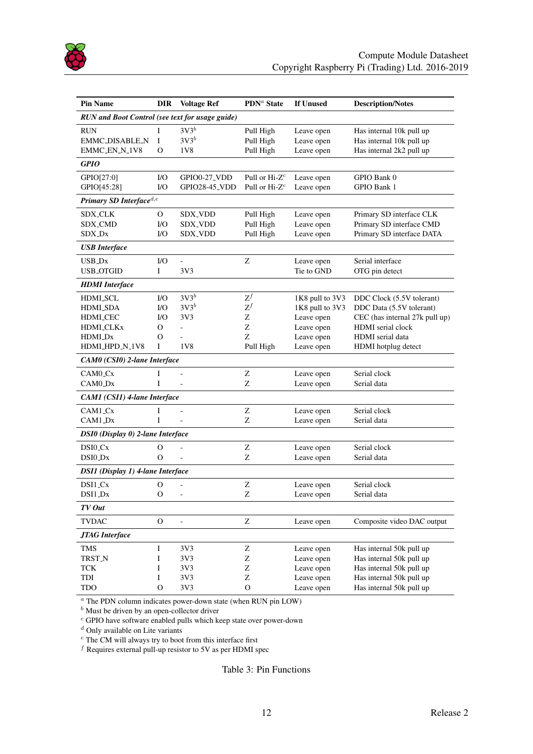| Pin Name | DIR | Voltage Ref | PDN[a] State | If Unused | Description/Notes |
|---|---|---|---|---|---|
| ***RUN and Boot Control (see text for usage guide)*** | | | | | |
| RUN | I | 3V3[b] | Pull High | Leave open | Has internal 10k pull up |
| EMMC_DISABLE_N | I | 3V3[b] | Pull High | Leave open | Has internal 10k pull up |
| EMMC_EN_N_1V8 | O | 1V8 | Pull High | Leave open | Has internal 2k2 pull up |
| ***GPIO*** | | | | | |
| GPIO[27:0] | I/O | GPIO0-27_VDD | Pull or Hi-Z[c] | Leave open | GPIO Bank 0 |
| GPIO[45:28] | I/O | GPIO28-45_VDD | Pull or Hi-Z[c] | Leave open | GPIO Bank 1 |
| ***Primary SD Interface***[d,e] | | | | | |
| SDX_CLK | O | SDX_VDD | Pull High | Leave open | Primary SD interface CLK |
| SDX_CMD | I/O | SDX_VDD | Pull High | Leave open | Primary SD interface CMD |
| SDX_Dx | I/O | SDX_VDD | Pull High | Leave open | Primary SD interface DATA |
| ***USB Interface*** | | | | | |
| USB_Dx | I/O | - | Z | Leave open | Serial interface |
| USB_OTGID | I | 3V3 | | Tie to GND | OTG pin detect |
| ***HDMI Interface*** | | | | | |
| HDMI_SCL | I/O | 3V3[b] | Z[f] | 1K8 pull to 3V3 | DDC Clock (5.5V tolerant) |
| HDMI_SDA | I/O | 3V3[b] | Z[f] | 1K8 pull to 3V3 | DDC Data (5.5V tolerant) |
| HDMI_CEC | I/O | 3V3 | Z | Leave open | CEC (has internal 27k pull up) |
| HDMI_CLKx | O | - | Z | Leave open | HDMI serial clock |
| HDMI_Dx | O | - | Z | Leave open | HDMI serial data |
| HDMI_HPD_N_1V8 | I | 1V8 | Pull High | Leave open | HDMI hotplug detect |
| ***CAM0 (CSI0) 2-lane Interface*** | | | | | |
| CAM0_Cx | I | - | Z | Leave open | Serial clock |
| CAM0_Dx | I | - | Z | Leave open | Serial data |
| ***CAM1 (CSI1) 4-lane Interface*** | | | | | |
| CAM1_Cx | I | - | Z | Leave open | Serial clock |
| CAM1_Dx | I | - | Z | Leave open | Serial data |
| ***DSI0 (Display 0) 2-lane Interface*** | | | | | |
| DSI0_Cx | O | - | Z | Leave open | Serial clock |
| DSI0_Dx | O | - | Z | Leave open | Serial data |
| ***DSI1 (Display 1) 4-lane Interface*** | | | | | |
| DSI1_Cx | O | - | Z | Leave open | Serial clock |
| DSI1_Dx | O | - | Z | Leave open | Serial data |
| ***TV Out*** | | | | | |
| TVDAC | O | - | Z | Leave open | Composite video DAC output |
| ***JTAG Interface*** | | | | | |
| TMS | I | 3V3 | Z | Leave open | Has internal 50k pull up |
| TRST_N | I | 3V3 | Z | Leave open | Has internal 50k pull up |
| TCK | I | 3V3 | Z | Leave open | Has internal 50k pull up |
| TDI | I | 3V3 | Z | Leave open | Has internal 50k pull up |
| TDO | O | 3V3 | O | Leave open | Has internal 50k pull up |

[a] The PDN column indicates power-down state (when RUN pin LOW)
[b] Must be driven by an open-collector driver
[c] GPIO have software enabled pulls which keep state over power-down
[d] Only available on Lite variants
[e] The CM will always try to boot from this interface first
[f] Requires external pull-up resistor to 5V as per HDMI spec

Table 3: Pin Functions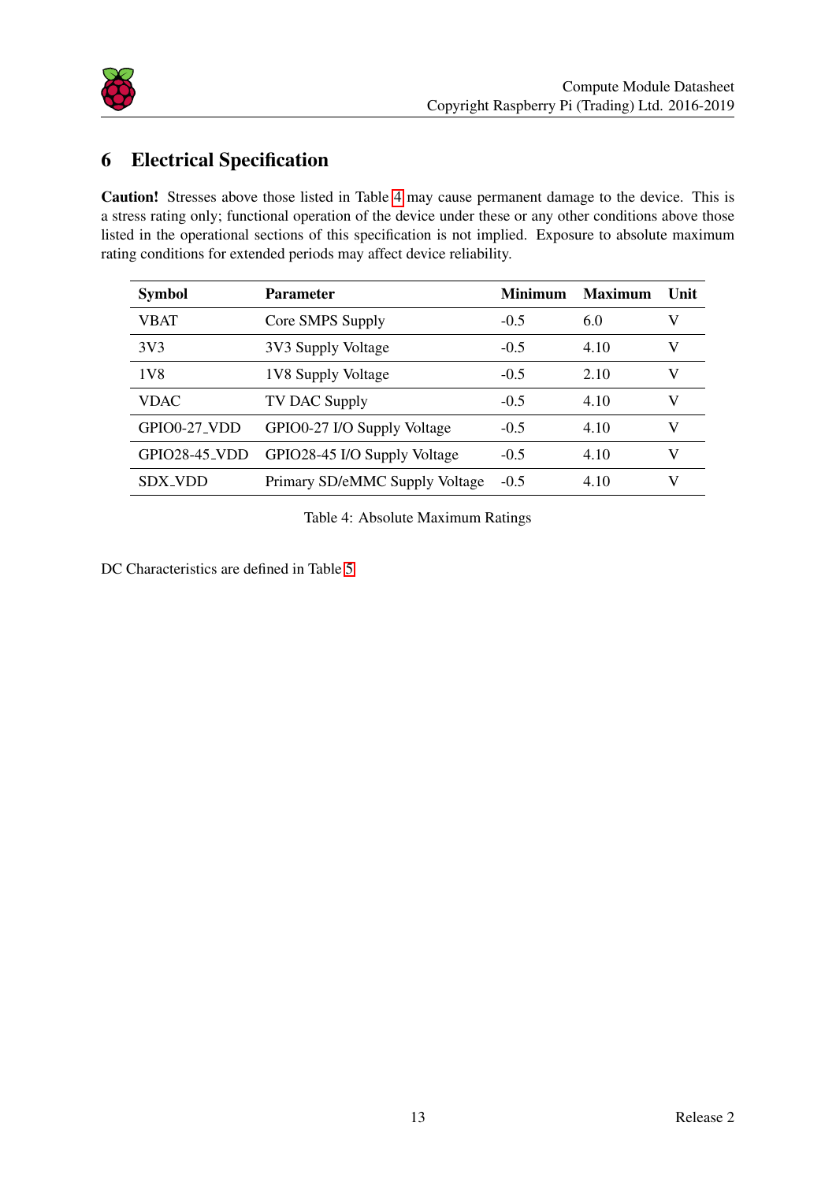# 6 Electrical Specification

**Caution!** Stresses above those listed in Table 4 may cause permanent damage to the device. This is a stress rating only; functional operation of the device under these or any other conditions above those listed in the operational sections of this specification is not implied. Exposure to absolute maximum rating conditions for extended periods may affect device reliability.

| Symbol | Parameter | Minimum | Maximum | Unit |
|---|---|---|---|---|
| VBAT | Core SMPS Supply | -0.5 | 6.0 | V |
| 3V3 | 3V3 Supply Voltage | -0.5 | 4.10 | V |
| 1V8 | 1V8 Supply Voltage | -0.5 | 2.10 | V |
| VDAC | TV DAC Supply | -0.5 | 4.10 | V |
| GPIO0-27_VDD | GPIO0-27 I/O Supply Voltage | -0.5 | 4.10 | V |
| GPIO28-45_VDD | GPIO28-45 I/O Supply Voltage | -0.5 | 4.10 | V |
| SDX_VDD | Primary SD/eMMC Supply Voltage | -0.5 | 4.10 | V |

Table 4: Absolute Maximum Ratings

DC Characteristics are defined in Table 5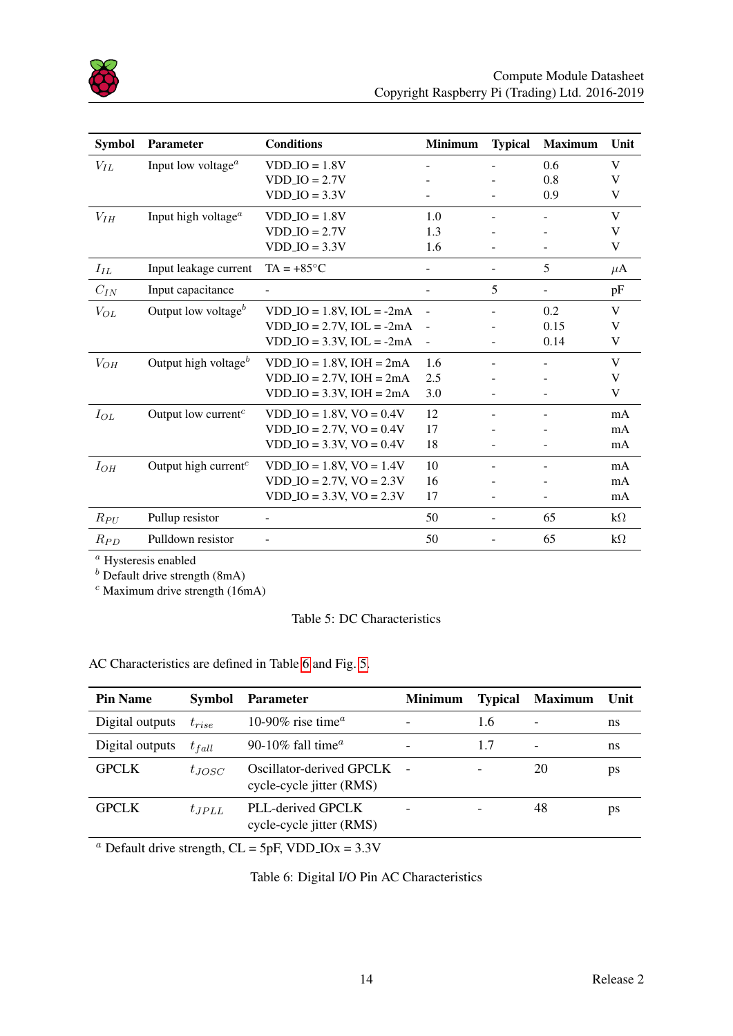| Symbol | Parameter | Conditions | Minimum | Typical | Maximum | Unit |
|---|---|---|---|---|---|---|
| $V_{IL}$ | Input low voltage[a] | VDD_IO = 1.8V | - | - | 0.6 | V |
| | | VDD_IO = 2.7V | - | - | 0.8 | V |
| | | VDD_IO = 3.3V | - | - | 0.9 | V |
| $V_{IH}$ | Input high voltage[a] | VDD_IO = 1.8V | 1.0 | - | - | V |
| | | VDD_IO = 2.7V | 1.3 | - | - | V |
| | | VDD_IO = 3.3V | 1.6 | - | - | V |
| $I_{IL}$ | Input leakage current | TA = +85°C | - | - | 5 | $\mu$A |
| $C_{IN}$ | Input capacitance | - | - | 5 | - | pF |
| $V_{OL}$ | Output low voltage[b] | VDD_IO = 1.8V, IOL = -2mA | - | - | 0.2 | V |
| | | VDD_IO = 2.7V, IOL = -2mA | - | - | 0.15 | V |
| | | VDD_IO = 3.3V, IOL = -2mA | - | - | 0.14 | V |
| $V_{OH}$ | Output high voltage[b] | VDD_IO = 1.8V, IOH = 2mA | 1.6 | - | - | V |
| | | VDD_IO = 2.7V, IOH = 2mA | 2.5 | - | - | V |
| | | VDD_IO = 3.3V, IOH = 2mA | 3.0 | - | - | V |
| $I_{OL}$ | Output low current[c] | VDD_IO = 1.8V, VO = 0.4V | 12 | - | - | mA |
| | | VDD_IO = 2.7V, VO = 0.4V | 17 | - | - | mA |
| | | VDD_IO = 3.3V, VO = 0.4V | 18 | - | - | mA |
| $I_{OH}$ | Output high current[c] | VDD_IO = 1.8V, VO = 1.4V | 10 | - | - | mA |
| | | VDD_IO = 2.7V, VO = 2.3V | 16 | - | - | mA |
| | | VDD_IO = 3.3V, VO = 2.3V | 17 | - | - | mA |
| $R_{PU}$ | Pullup resistor | - | 50 | - | 65 | kΩ |
| $R_{PD}$ | Pulldown resistor | - | 50 | - | 65 | kΩ |

[a] Hysteresis enabled
[b] Default drive strength (8mA)
[c] Maximum drive strength (16mA)

Table 5: DC Characteristics

AC Characteristics are defined in Table 6 and Fig. 5.

| Pin Name | Symbol | Parameter | Minimum | Typical | Maximum | Unit |
|---|---|---|---|---|---|---|
| Digital outputs | $t_{rise}$ | 10-90% rise time[a] | - | 1.6 | - | ns |
| Digital outputs | $t_{fall}$ | 90-10% fall time[a] | - | 1.7 | - | ns |
| GPCLK | $t_{JOSC}$ | Oscillator-derived GPCLK cycle-cycle jitter (RMS) | - | - | 20 | ps |
| GPCLK | $t_{JPLL}$ | PLL-derived GPCLK cycle-cycle jitter (RMS) | - | - | 48 | ps |

[a] Default drive strength, CL = 5pF, VDD_IOx = 3.3V

Table 6: Digital I/O Pin AC Characteristics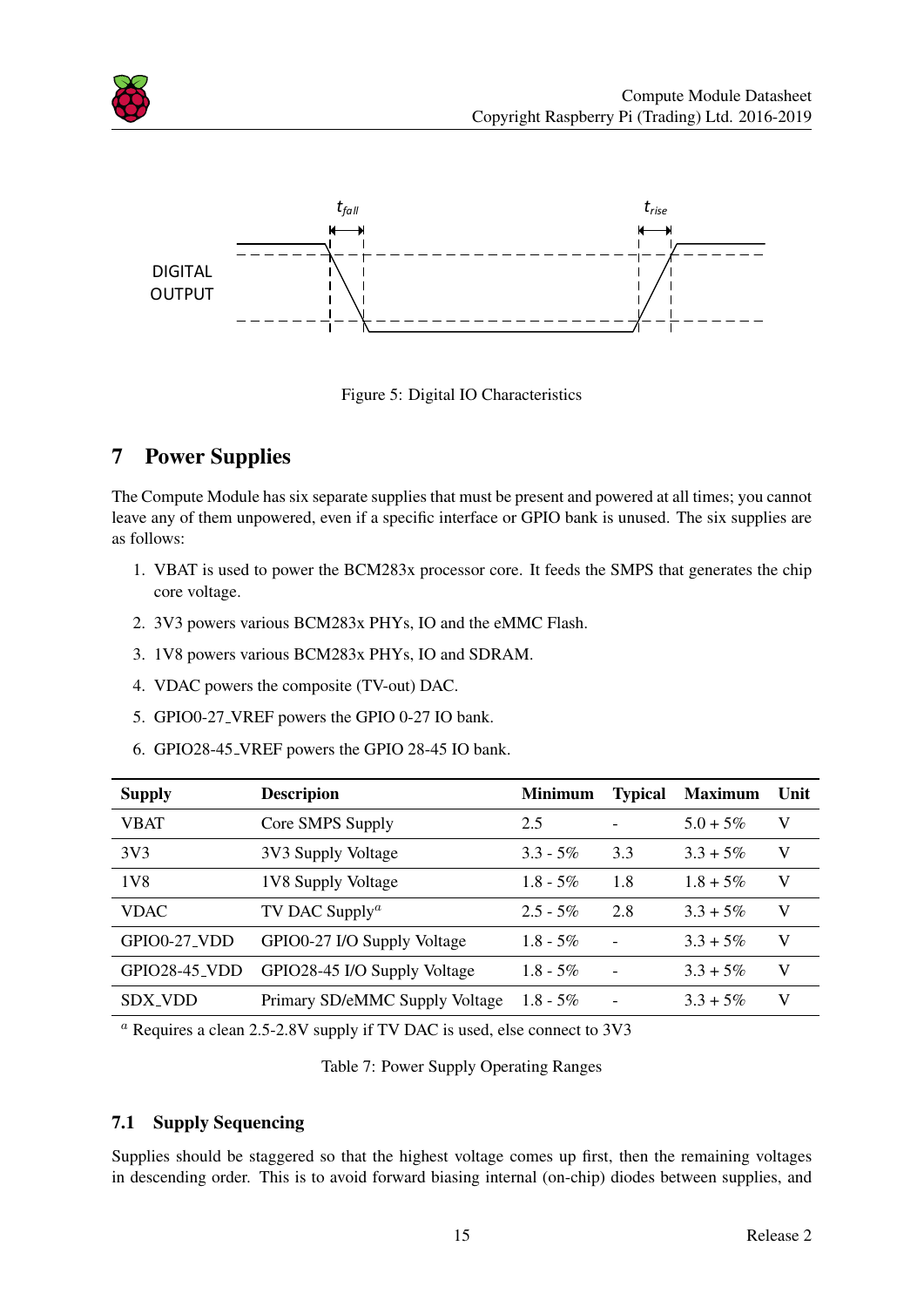DIGITAL OUTPUT

$t_{fall}$ $t_{rise}$

Figure 5: Digital IO Characteristics

# 7 Power Supplies

The Compute Module has six separate supplies that must be present and powered at all times; you cannot leave any of them unpowered, even if a specific interface or GPIO bank is unused. The six supplies are as follows:

1. VBAT is used to power the BCM283x processor core. It feeds the SMPS that generates the chip core voltage.
2. 3V3 powers various BCM283x PHYs, IO and the eMMC Flash.
3. 1V8 powers various BCM283x PHYs, IO and SDRAM.
4. VDAC powers the composite (TV-out) DAC.
5. GPIO0-27_VREF powers the GPIO 0-27 IO bank.
6. GPIO28-45_VREF powers the GPIO 28-45 IO bank.

| Supply | Description | Minimum | Typical | Maximum | Unit |
|---|---|---|---|---|---|
| VBAT | Core SMPS Supply | 2.5 | - | 5.0 + 5% | V |
| 3V3 | 3V3 Supply Voltage | 3.3 - 5% | 3.3 | 3.3 + 5% | V |
| 1V8 | 1V8 Supply Voltage | 1.8 - 5% | 1.8 | 1.8 + 5% | V |
| VDAC | TV DAC Supply[a] | 2.5 - 5% | 2.8 | 3.3 + 5% | V |
| GPIO0-27_VDD | GPIO0-27 I/O Supply Voltage | 1.8 - 5% | - | 3.3 + 5% | V |
| GPIO28-45_VDD | GPIO28-45 I/O Supply Voltage | 1.8 - 5% | - | 3.3 + 5% | V |
| SDX_VDD | Primary SD/eMMC Supply Voltage | 1.8 - 5% | - | 3.3 + 5% | V |

[a] Requires a clean 2.5-2.8V supply if TV DAC is used, else connect to 3V3

Table 7: Power Supply Operating Ranges

## 7.1 Supply Sequencing

Supplies should be staggered so that the highest voltage comes up first, then the remaining voltages in descending order. This is to avoid forward biasing internal (on-chip) diodes between supplies, and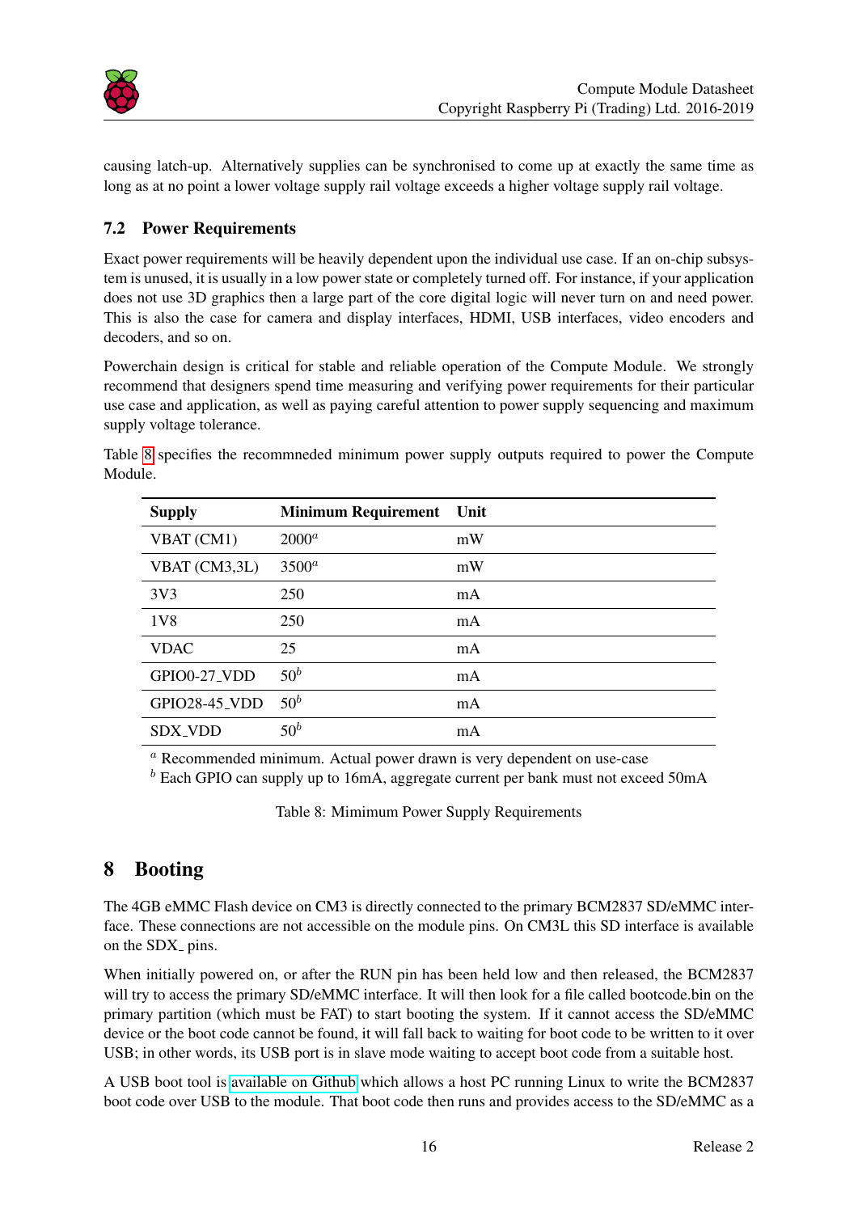causing latch-up. Alternatively supplies can be synchronised to come up at exactly the same time as long as at no point a lower voltage supply rail voltage exceeds a higher voltage supply rail voltage.

### 7.2 Power Requirements

Exact power requirements will be heavily dependent upon the individual use case. If an on-chip subsystem is unused, it is usually in a low power state or completely turned off. For instance, if your application does not use 3D graphics then a large part of the core digital logic will never turn on and need power. This is also the case for camera and display interfaces, HDMI, USB interfaces, video encoders and decoders, and so on.

Powerchain design is critical for stable and reliable operation of the Compute Module. We strongly recommend that designers spend time measuring and verifying power requirements for their particular use case and application, as well as paying careful attention to power supply sequencing and maximum supply voltage tolerance.

Table 8 specifies the recommneded minimum power supply outputs required to power the Compute Module.

| Supply | Minimum Requirement | Unit |
|---|---|---|
| VBAT (CM1) | 2000[a] | mW |
| VBAT (CM3,3L) | 3500[a] | mW |
| 3V3 | 250 | mA |
| 1V8 | 250 | mA |
| VDAC | 25 | mA |
| GPIO0-27_VDD | 50[b] | mA |
| GPIO28-45_VDD | 50[b] | mA |
| SDX_VDD | 50[b] | mA |

[a] Recommended minimum. Actual power drawn is very dependent on use-case
[b] Each GPIO can supply up to 16mA, aggregate current per bank must not exceed 50mA

Table 8: Mimimum Power Supply Requirements

## 8 Booting

The 4GB eMMC Flash device on CM3 is directly connected to the primary BCM2837 SD/eMMC interface. These connections are not accessible on the module pins. On CM3L this SD interface is available on the SDX_ pins.

When initially powered on, or after the RUN pin has been held low and then released, the BCM2837 will try to access the primary SD/eMMC interface. It will then look for a file called bootcode.bin on the primary partition (which must be FAT) to start booting the system. If it cannot access the SD/eMMC device or the boot code cannot be found, it will fall back to waiting for boot code to be written to it over USB; in other words, its USB port is in slave mode waiting to accept boot code from a suitable host.

A USB boot tool is available on Github which allows a host PC running Linux to write the BCM2837 boot code over USB to the module. That boot code then runs and provides access to the SD/eMMC as a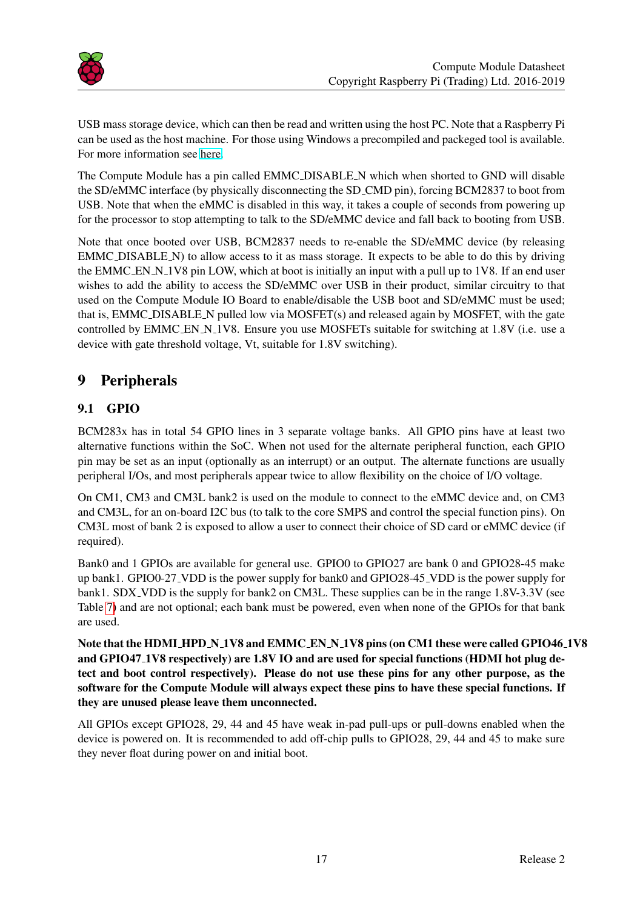USB mass storage device, which can then be read and written using the host PC. Note that a Raspberry Pi can be used as the host machine. For those using Windows a precompiled and packeged tool is available. For more information see here.

The Compute Module has a pin called EMMC_DISABLE_N which when shorted to GND will disable the SD/eMMC interface (by physically disconnecting the SD_CMD pin), forcing BCM2837 to boot from USB. Note that when the eMMC is disabled in this way, it takes a couple of seconds from powering up for the processor to stop attempting to talk to the SD/eMMC device and fall back to booting from USB.

Note that once booted over USB, BCM2837 needs to re-enable the SD/eMMC device (by releasing EMMC_DISABLE_N) to allow access to it as mass storage. It expects to be able to do this by driving the EMMC_EN_N_1V8 pin LOW, which at boot is initially an input with a pull up to 1V8. If an end user wishes to add the ability to access the SD/eMMC over USB in their product, similar circuitry to that used on the Compute Module IO Board to enable/disable the USB boot and SD/eMMC must be used; that is, EMMC_DISABLE_N pulled low via MOSFET(s) and released again by MOSFET, with the gate controlled by EMMC_EN_N_1V8. Ensure you use MOSFETs suitable for switching at 1.8V (i.e. use a device with gate threshold voltage, Vt, suitable for 1.8V switching).

# 9 Peripherals

## 9.1 GPIO

BCM283x has in total 54 GPIO lines in 3 separate voltage banks. All GPIO pins have at least two alternative functions within the SoC. When not used for the alternate peripheral function, each GPIO pin may be set as an input (optionally as an interrupt) or an output. The alternate functions are usually peripheral I/Os, and most peripherals appear twice to allow flexibility on the choice of I/O voltage.

On CM1, CM3 and CM3L bank2 is used on the module to connect to the eMMC device and, on CM3 and CM3L, for an on-board I2C bus (to talk to the core SMPS and control the special function pins). On CM3L most of bank 2 is exposed to allow a user to connect their choice of SD card or eMMC device (if required).

Bank0 and 1 GPIOs are available for general use. GPIO0 to GPIO27 are bank 0 and GPIO28-45 make up bank1. GPIO0-27_VDD is the power supply for bank0 and GPIO28-45_VDD is the power supply for bank1. SDX_VDD is the supply for bank2 on CM3L. These supplies can be in the range 1.8V-3.3V (see Table 7) and are not optional; each bank must be powered, even when none of the GPIOs for that bank are used.

**Note that the HDMI_HPD_N_1V8 and EMMC_EN_N_1V8 pins (on CM1 these were called GPIO46_1V8 and GPIO47_1V8 respectively) are 1.8V IO and are used for special functions (HDMI hot plug detect and boot control respectively). Please do not use these pins for any other purpose, as the software for the Compute Module will always expect these pins to have these special functions. If they are unused please leave them unconnected.**

All GPIOs except GPIO28, 29, 44 and 45 have weak in-pad pull-ups or pull-downs enabled when the device is powered on. It is recommended to add off-chip pulls to GPIO28, 29, 44 and 45 to make sure they never float during power on and initial boot.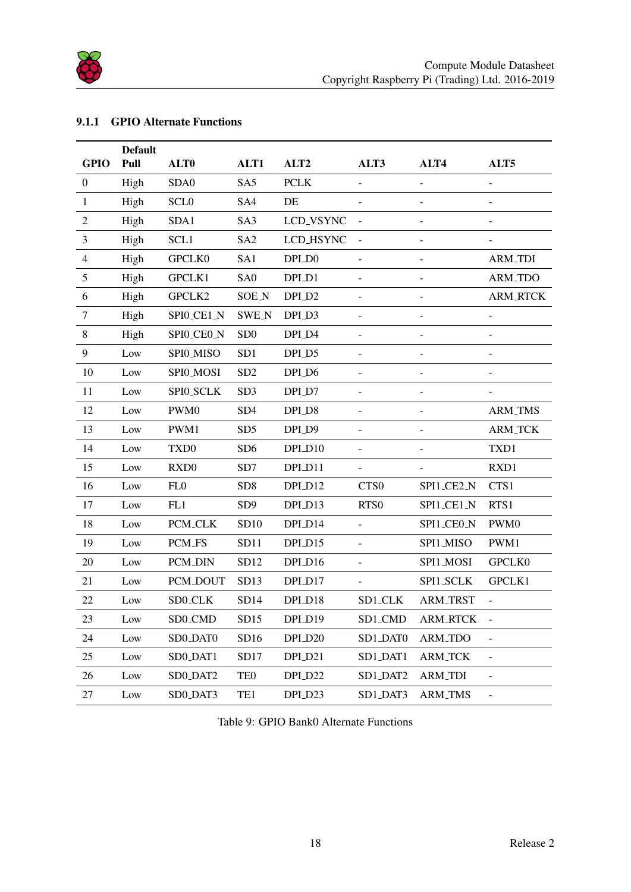### 9.1.1 GPIO Alternate Functions

| GPIO | Default Pull | ALT0 | ALT1 | ALT2 | ALT3 | ALT4 | ALT5 |
|---|---|---|---|---|---|---|---|
| 0 | High | SDA0 | SA5 | PCLK | - | - | - |
| 1 | High | SCL0 | SA4 | DE | - | - | - |
| 2 | High | SDA1 | SA3 | LCD_VSYNC | - | - | - |
| 3 | High | SCL1 | SA2 | LCD_HSYNC | - | - | - |
| 4 | High | GPCLK0 | SA1 | DPI_D0 | - | - | ARM_TDI |
| 5 | High | GPCLK1 | SA0 | DPI_D1 | - | - | ARM_TDO |
| 6 | High | GPCLK2 | SOE_N | DPI_D2 | - | - | ARM_RTCK |
| 7 | High | SPI0_CE1_N | SWE_N | DPI_D3 | - | - | - |
| 8 | High | SPI0_CE0_N | SD0 | DPI_D4 | - | - | - |
| 9 | Low | SPI0_MISO | SD1 | DPI_D5 | - | - | - |
| 10 | Low | SPI0_MOSI | SD2 | DPI_D6 | - | - | - |
| 11 | Low | SPI0_SCLK | SD3 | DPI_D7 | - | - | - |
| 12 | Low | PWM0 | SD4 | DPI_D8 | - | - | ARM_TMS |
| 13 | Low | PWM1 | SD5 | DPI_D9 | - | - | ARM_TCK |
| 14 | Low | TXD0 | SD6 | DPI_D10 | - | - | TXD1 |
| 15 | Low | RXD0 | SD7 | DPI_D11 | - | - | RXD1 |
| 16 | Low | FL0 | SD8 | DPI_D12 | CTS0 | SPI1_CE2_N | CTS1 |
| 17 | Low | FL1 | SD9 | DPI_D13 | RTS0 | SPI1_CE1_N | RTS1 |
| 18 | Low | PCM_CLK | SD10 | DPI_D14 | - | SPI1_CE0_N | PWM0 |
| 19 | Low | PCM_FS | SD11 | DPI_D15 | - | SPI1_MISO | PWM1 |
| 20 | Low | PCM_DIN | SD12 | DPI_D16 | - | SPI1_MOSI | GPCLK0 |
| 21 | Low | PCM_DOUT | SD13 | DPI_D17 | - | SPI1_SCLK | GPCLK1 |
| 22 | Low | SD0_CLK | SD14 | DPI_D18 | SD1_CLK | ARM_TRST | - |
| 23 | Low | SD0_CMD | SD15 | DPI_D19 | SD1_CMD | ARM_RTCK | - |
| 24 | Low | SD0_DAT0 | SD16 | DPI_D20 | SD1_DAT0 | ARM_TDO | - |
| 25 | Low | SD0_DAT1 | SD17 | DPI_D21 | SD1_DAT1 | ARM_TCK | - |
| 26 | Low | SD0_DAT2 | TE0 | DPI_D22 | SD1_DAT2 | ARM_TDI | - |
| 27 | Low | SD0_DAT3 | TE1 | DPI_D23 | SD1_DAT3 | ARM_TMS | - |

Table 9: GPIO Bank0 Alternate Functions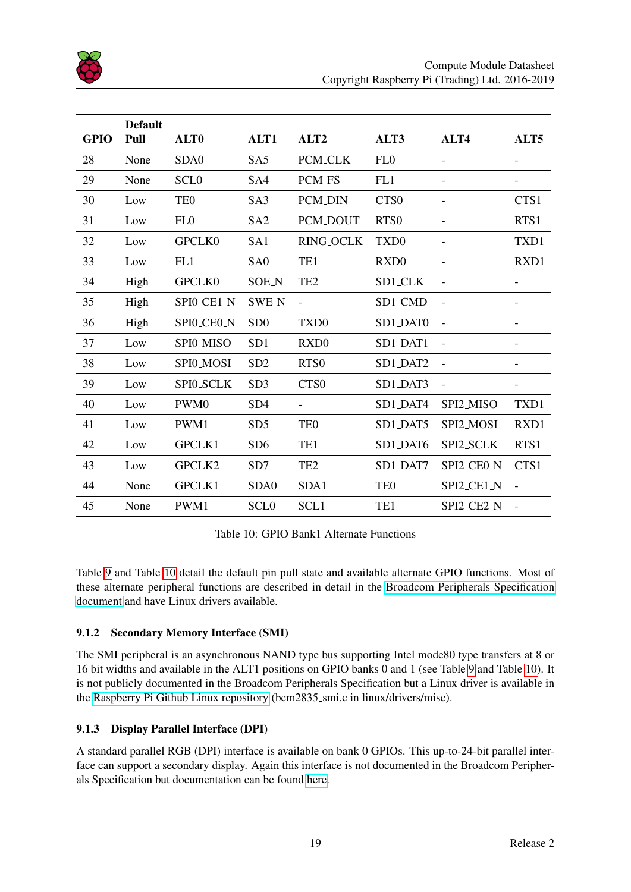| GPIO | Default Pull | ALT0 | ALT1 | ALT2 | ALT3 | ALT4 | ALT5 |
|---|---|---|---|---|---|---|---|
| 28 | None | SDA0 | SA5 | PCM_CLK | FL0 | - | - |
| 29 | None | SCL0 | SA4 | PCM_FS | FL1 | - | - |
| 30 | Low | TE0 | SA3 | PCM_DIN | CTS0 | - | CTS1 |
| 31 | Low | FL0 | SA2 | PCM_DOUT | RTS0 | - | RTS1 |
| 32 | Low | GPCLK0 | SA1 | RING_OCLK | TXD0 | - | TXD1 |
| 33 | Low | FL1 | SA0 | TE1 | RXD0 | - | RXD1 |
| 34 | High | GPCLK0 | SOE_N | TE2 | SD1_CLK | - | - |
| 35 | High | SPI0_CE1_N | SWE_N | - | SD1_CMD | - | - |
| 36 | High | SPI0_CE0_N | SD0 | TXD0 | SD1_DAT0 | - | - |
| 37 | Low | SPI0_MISO | SD1 | RXD0 | SD1_DAT1 | - | - |
| 38 | Low | SPI0_MOSI | SD2 | RTS0 | SD1_DAT2 | - | - |
| 39 | Low | SPI0_SCLK | SD3 | CTS0 | SD1_DAT3 | - | - |
| 40 | Low | PWM0 | SD4 | - | SD1_DAT4 | SPI2_MISO | TXD1 |
| 41 | Low | PWM1 | SD5 | TE0 | SD1_DAT5 | SPI2_MOSI | RXD1 |
| 42 | Low | GPCLK1 | SD6 | TE1 | SD1_DAT6 | SPI2_SCLK | RTS1 |
| 43 | Low | GPCLK2 | SD7 | TE2 | SD1_DAT7 | SPI2_CE0_N | CTS1 |
| 44 | None | GPCLK1 | SDA0 | SDA1 | TE0 | SPI2_CE1_N | - |
| 45 | None | PWM1 | SCL0 | SCL1 | TE1 | SPI2_CE2_N | - |

Table 10: GPIO Bank1 Alternate Functions

Table 9 and Table 10 detail the default pin pull state and available alternate GPIO functions. Most of these alternate peripheral functions are described in detail in the Broadcom Peripherals Specification document and have Linux drivers available.

### 9.1.2 Secondary Memory Interface (SMI)

The SMI peripheral is an asynchronous NAND type bus supporting Intel mode80 type transfers at 8 or 16 bit widths and available in the ALT1 positions on GPIO banks 0 and 1 (see Table 9 and Table 10). It is not publicly documented in the Broadcom Peripherals Specification but a Linux driver is available in the Raspberry Pi Github Linux repository (bcm2835_smi.c in linux/drivers/misc).

### 9.1.3 Display Parallel Interface (DPI)

A standard parallel RGB (DPI) interface is available on bank 0 GPIOs. This up-to-24-bit parallel interface can support a secondary display. Again this interface is not documented in the Broadcom Peripherals Specification but documentation can be found here.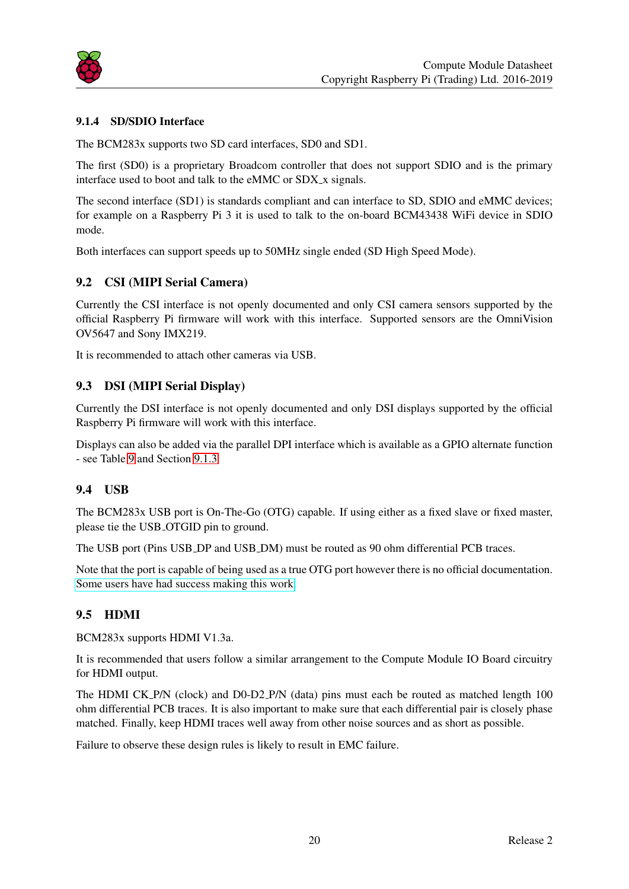#### 9.1.4 SD/SDIO Interface

The BCM283x supports two SD card interfaces, SD0 and SD1.

The first (SD0) is a proprietary Broadcom controller that does not support SDIO and is the primary interface used to boot and talk to the eMMC or SDX_x signals.

The second interface (SD1) is standards compliant and can interface to SD, SDIO and eMMC devices; for example on a Raspberry Pi 3 it is used to talk to the on-board BCM43438 WiFi device in SDIO mode.

Both interfaces can support speeds up to 50MHz single ended (SD High Speed Mode).

### 9.2 CSI (MIPI Serial Camera)

Currently the CSI interface is not openly documented and only CSI camera sensors supported by the official Raspberry Pi firmware will work with this interface. Supported sensors are the OmniVision OV5647 and Sony IMX219.

It is recommended to attach other cameras via USB.

### 9.3 DSI (MIPI Serial Display)

Currently the DSI interface is not openly documented and only DSI displays supported by the official Raspberry Pi firmware will work with this interface.

Displays can also be added via the parallel DPI interface which is available as a GPIO alternate function - see Table 9 and Section 9.1.3

### 9.4 USB

The BCM283x USB port is On-The-Go (OTG) capable. If using either as a fixed slave or fixed master, please tie the USB_OTGID pin to ground.

The USB port (Pins USB_DP and USB_DM) must be routed as 90 ohm differential PCB traces.

Note that the port is capable of being used as a true OTG port however there is no official documentation. Some users have had success making this work.

### 9.5 HDMI

BCM283x supports HDMI V1.3a.

It is recommended that users follow a similar arrangement to the Compute Module IO Board circuitry for HDMI output.

The HDMI CK_P/N (clock) and D0-D2_P/N (data) pins must each be routed as matched length 100 ohm differential PCB traces. It is also important to make sure that each differential pair is closely phase matched. Finally, keep HDMI traces well away from other noise sources and as short as possible.

Failure to observe these design rules is likely to result in EMC failure.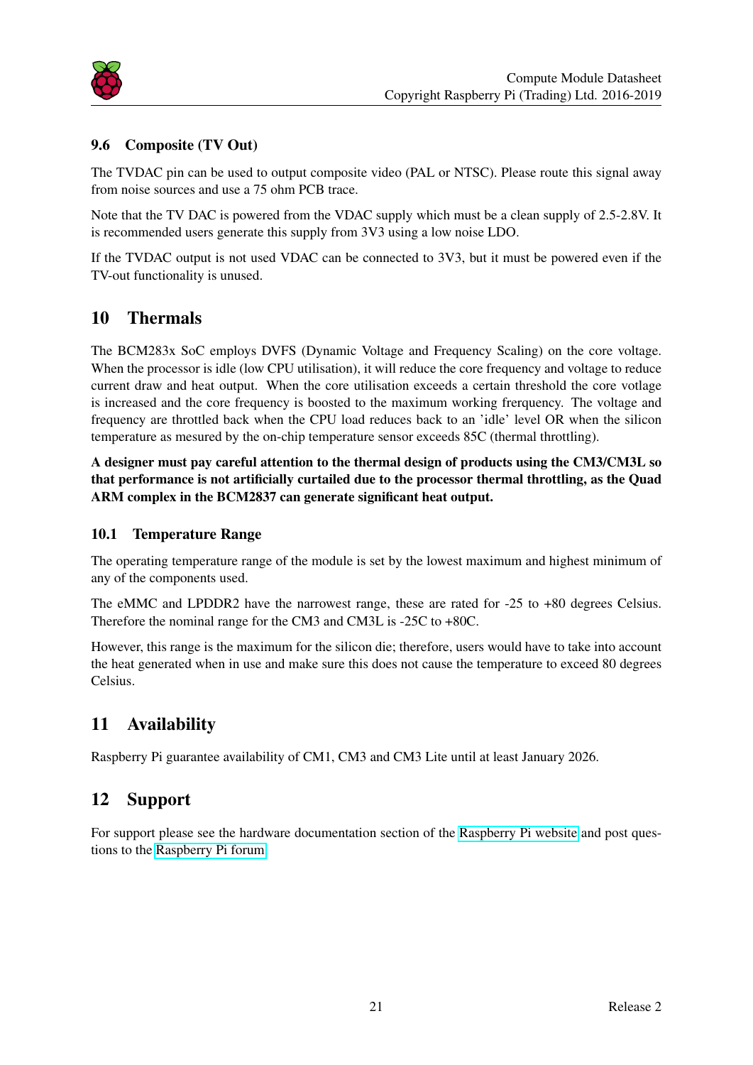### 9.6 Composite (TV Out)

The TVDAC pin can be used to output composite video (PAL or NTSC). Please route this signal away from noise sources and use a 75 ohm PCB trace.

Note that the TV DAC is powered from the VDAC supply which must be a clean supply of 2.5-2.8V. It is recommended users generate this supply from 3V3 using a low noise LDO.

If the TVDAC output is not used VDAC can be connected to 3V3, but it must be powered even if the TV-out functionality is unused.

## 10 Thermals

The BCM283x SoC employs DVFS (Dynamic Voltage and Frequency Scaling) on the core voltage. When the processor is idle (low CPU utilisation), it will reduce the core frequency and voltage to reduce current draw and heat output. When the core utilisation exceeds a certain threshold the core votlage is increased and the core frequency is boosted to the maximum working frerquency. The voltage and frequency are throttled back when the CPU load reduces back to an 'idle' level OR when the silicon temperature as mesured by the on-chip temperature sensor exceeds 85C (thermal throttling).

**A designer must pay careful attention to the thermal design of products using the CM3/CM3L so that performance is not artificially curtailed due to the processor thermal throttling, as the Quad ARM complex in the BCM2837 can generate significant heat output.**

### 10.1 Temperature Range

The operating temperature range of the module is set by the lowest maximum and highest minimum of any of the components used.

The eMMC and LPDDR2 have the narrowest range, these are rated for -25 to +80 degrees Celsius. Therefore the nominal range for the CM3 and CM3L is -25C to +80C.

However, this range is the maximum for the silicon die; therefore, users would have to take into account the heat generated when in use and make sure this does not cause the temperature to exceed 80 degrees Celsius.

## 11 Availability

Raspberry Pi guarantee availability of CM1, CM3 and CM3 Lite until at least January 2026.

## 12 Support

For support please see the hardware documentation section of the Raspberry Pi website and post questions to the Raspberry Pi forum.